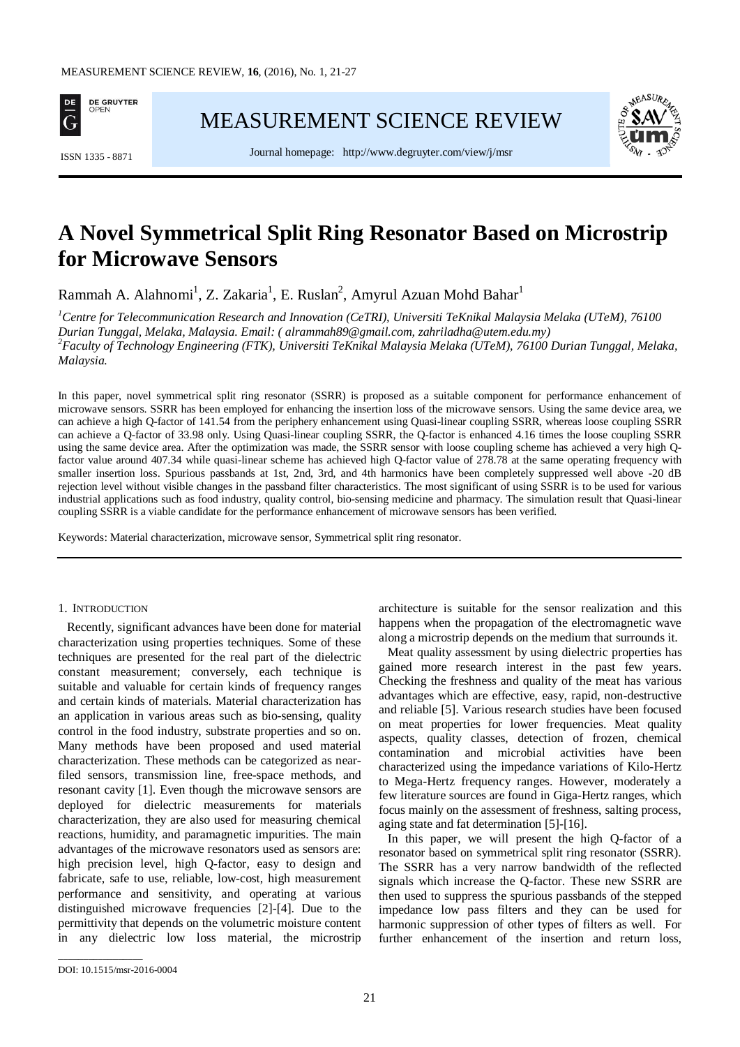# A Novel Symmetrical Split Ring Resonator Based on Microstrip for Microwave Sensors

Rammah A. Alahnomi[1], Z. Zakaria[1], E. Ruslan[2], Amyrul Azuan Mohd Bahar[1]

[1]*Centre for Telecommunication Research and Innovation (CeTRI), Universiti TeKnikal Malaysia Melaka (UTeM), 76100 Durian Tunggal, Melaka, Malaysia. Email: ( alrammah89@gmail.com, zahriladha@utem.edu.my)*
[2]*Faculty of Technology Engineering (FTK), Universiti TeKnikal Malaysia Melaka (UTeM), 76100 Durian Tunggal, Melaka, Malaysia.*

In this paper, novel symmetrical split ring resonator (SSRR) is proposed as a suitable component for performance enhancement of microwave sensors. SSRR has been employed for enhancing the insertion loss of the microwave sensors. Using the same device area, we can achieve a high Q-factor of 141.54 from the periphery enhancement using Quasi-linear coupling SSRR, whereas loose coupling SSRR can achieve a Q-factor of 33.98 only. Using Quasi-linear coupling SSRR, the Q-factor is enhanced 4.16 times the loose coupling SSRR using the same device area. After the optimization was made, the SSRR sensor with loose coupling scheme has achieved a very high Q-factor value around 407.34 while quasi-linear scheme has achieved high Q-factor value of 278.78 at the same operating frequency with smaller insertion loss. Spurious passbands at 1st, 2nd, 3rd, and 4th harmonics have been completely suppressed well above -20 dB rejection level without visible changes in the passband filter characteristics. The most significant of using SSRR is to be used for various industrial applications such as food industry, quality control, bio-sensing medicine and pharmacy. The simulation result that Quasi-linear coupling SSRR is a viable candidate for the performance enhancement of microwave sensors has been verified.

Keywords: Material characterization, microwave sensor, Symmetrical split ring resonator.

## 1. Introduction

Recently, significant advances have been done for material characterization using properties techniques. Some of these techniques are presented for the real part of the dielectric constant measurement; conversely, each technique is suitable and valuable for certain kinds of frequency ranges and certain kinds of materials. Material characterization has an application in various areas such as bio-sensing, quality control in the food industry, substrate properties and so on. Many methods have been proposed and used material characterization. These methods can be categorized as near-filed sensors, transmission line, free-space methods, and resonant cavity [1]. Even though the microwave sensors are deployed for dielectric measurements for materials characterization, they are also used for measuring chemical reactions, humidity, and paramagnetic impurities. The main advantages of the microwave resonators used as sensors are: high precision level, high Q-factor, easy to design and fabricate, safe to use, reliable, low-cost, high measurement performance and sensitivity, and operating at various distinguished microwave frequencies [2]-[4]. Due to the permittivity that depends on the volumetric moisture content in any dielectric low loss material, the microstrip architecture is suitable for the sensor realization and this happens when the propagation of the electromagnetic wave along a microstrip depends on the medium that surrounds it.

Meat quality assessment by using dielectric properties has gained more research interest in the past few years. Checking the freshness and quality of the meat has various advantages which are effective, easy, rapid, non-destructive and reliable [5]. Various research studies have been focused on meat properties for lower frequencies. Meat quality aspects, quality classes, detection of frozen, chemical contamination and microbial activities have been characterized using the impedance variations of Kilo-Hertz to Mega-Hertz frequency ranges. However, moderately a few literature sources are found in Giga-Hertz ranges, which focus mainly on the assessment of freshness, salting process, aging state and fat determination [5]-[16].

In this paper, we will present the high Q-factor of a resonator based on symmetrical split ring resonator (SSRR). The SSRR has a very narrow bandwidth of the reflected signals which increase the Q-factor. These new SSRR are then used to suppress the spurious passbands of the stepped impedance low pass filters and they can be used for harmonic suppression of other types of filters as well. For further enhancement of the insertion and return loss,

DOI: 10.1515/msr-2016-0004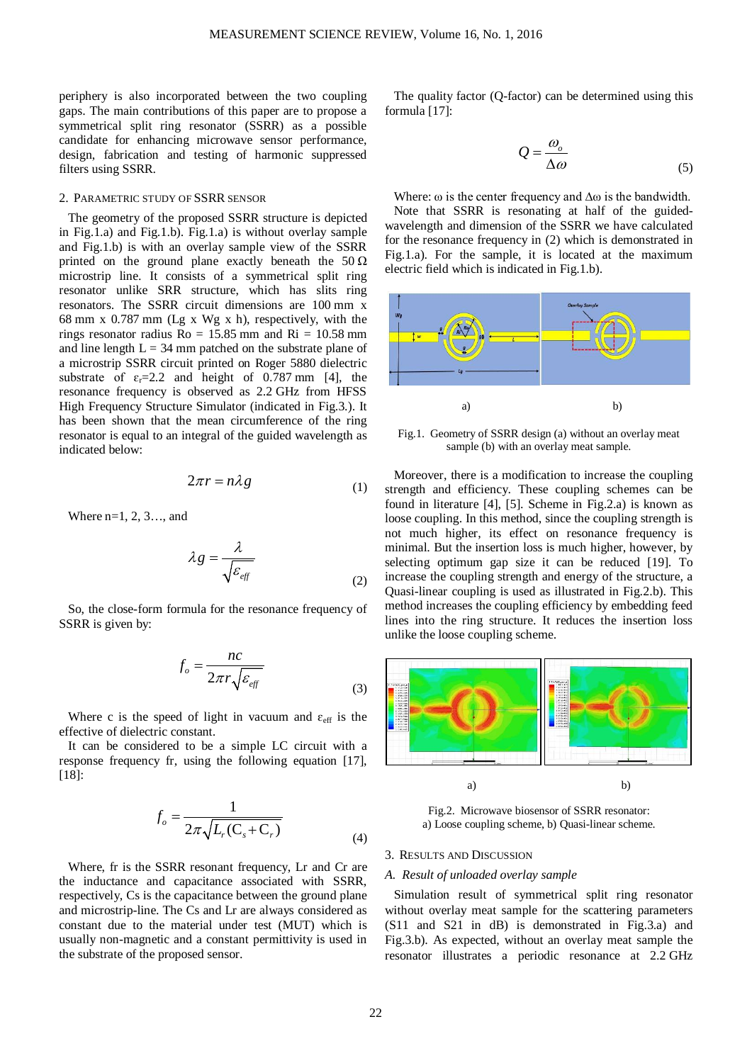periphery is also incorporated between the two coupling gaps. The main contributions of this paper are to propose a symmetrical split ring resonator (SSRR) as a possible candidate for enhancing microwave sensor performance, design, fabrication and testing of harmonic suppressed filters using SSRR.

## 2. Parametric study of SSRR sensor

The geometry of the proposed SSRR structure is depicted in Fig.1.a) and Fig.1.b). Fig.1.a) is without overlay sample and Fig.1.b) is with an overlay sample view of the SSRR printed on the ground plane exactly beneath the 50 Ω microstrip line. It consists of a symmetrical split ring resonator unlike SRR structure, which has slits ring resonators. The SSRR circuit dimensions are 100 mm x 68 mm x 0.787 mm (Lg x Wg x h), respectively, with the rings resonator radius Ro = 15.85 mm and Ri = 10.58 mm and line length L = 34 mm patched on the substrate plane of a microstrip SSRR circuit printed on Roger 5880 dielectric substrate of $\varepsilon_r$=2.2 and height of 0.787 mm [4], the resonance frequency is observed as 2.2 GHz from HFSS High Frequency Structure Simulator (indicated in Fig.3.). It has been shown that the mean circumference of the ring resonator is equal to an integral of the guided wavelength as indicated below:

$$2\pi r = n\lambda g \tag{1}$$

Where n=1, 2, 3…, and

$$\lambda g = \frac{\lambda}{\sqrt{\varepsilon_{eff}}} \tag{2}$$

So, the close-form formula for the resonance frequency of SSRR is given by:

$$f_o = \frac{nc}{2\pi r\sqrt{\varepsilon_{eff}}} \tag{3}$$

Where c is the speed of light in vacuum and $\varepsilon_{eff}$ is the effective of dielectric constant.

It can be considered to be a simple LC circuit with a response frequency fr, using the following equation [17], [18]:

$$f_o = \frac{1}{2\pi\sqrt{L_r(C_s + C_r)}} \tag{4}$$

Where, fr is the SSRR resonant frequency, Lr and Cr are the inductance and capacitance associated with SSRR, respectively, Cs is the capacitance between the ground plane and microstrip-line. The Cs and Lr are always considered as constant due to the material under test (MUT) which is usually non-magnetic and a constant permittivity is used in the substrate of the proposed sensor.

The quality factor (Q-factor) can be determined using this formula [17]:

$$Q = \frac{\omega_o}{\Delta\omega} \tag{5}$$

Where: ω is the center frequency and Δω is the bandwidth.

Note that SSRR is resonating at half of the guided-wavelength and dimension of the SSRR we have calculated for the resonance frequency in (2) which is demonstrated in Fig.1.a). For the sample, it is located at the maximum electric field which is indicated in Fig.1.b).

a) b)

Fig.1. Geometry of SSRR design (a) without an overlay meat sample (b) with an overlay meat sample.

Moreover, there is a modification to increase the coupling strength and efficiency. These coupling schemes can be found in literature [4], [5]. Scheme in Fig.2.a) is known as loose coupling. In this method, since the coupling strength is not much higher, its effect on resonance frequency is minimal. But the insertion loss is much higher, however, by selecting optimum gap size it can be reduced [19]. To increase the coupling strength and energy of the structure, a Quasi-linear coupling is used as illustrated in Fig.2.b). This method increases the coupling efficiency by embedding feed lines into the ring structure. It reduces the insertion loss unlike the loose coupling scheme.

a) b)

Fig.2. Microwave biosensor of SSRR resonator: a) Loose coupling scheme, b) Quasi-linear scheme.

## 3. Results and Discussion

### A. Result of unloaded overlay sample

Simulation result of symmetrical split ring resonator without overlay meat sample for the scattering parameters (S11 and S21 in dB) is demonstrated in Fig.3.a) and Fig.3.b). As expected, without an overlay meat sample the resonator illustrates a periodic resonance at 2.2 GHz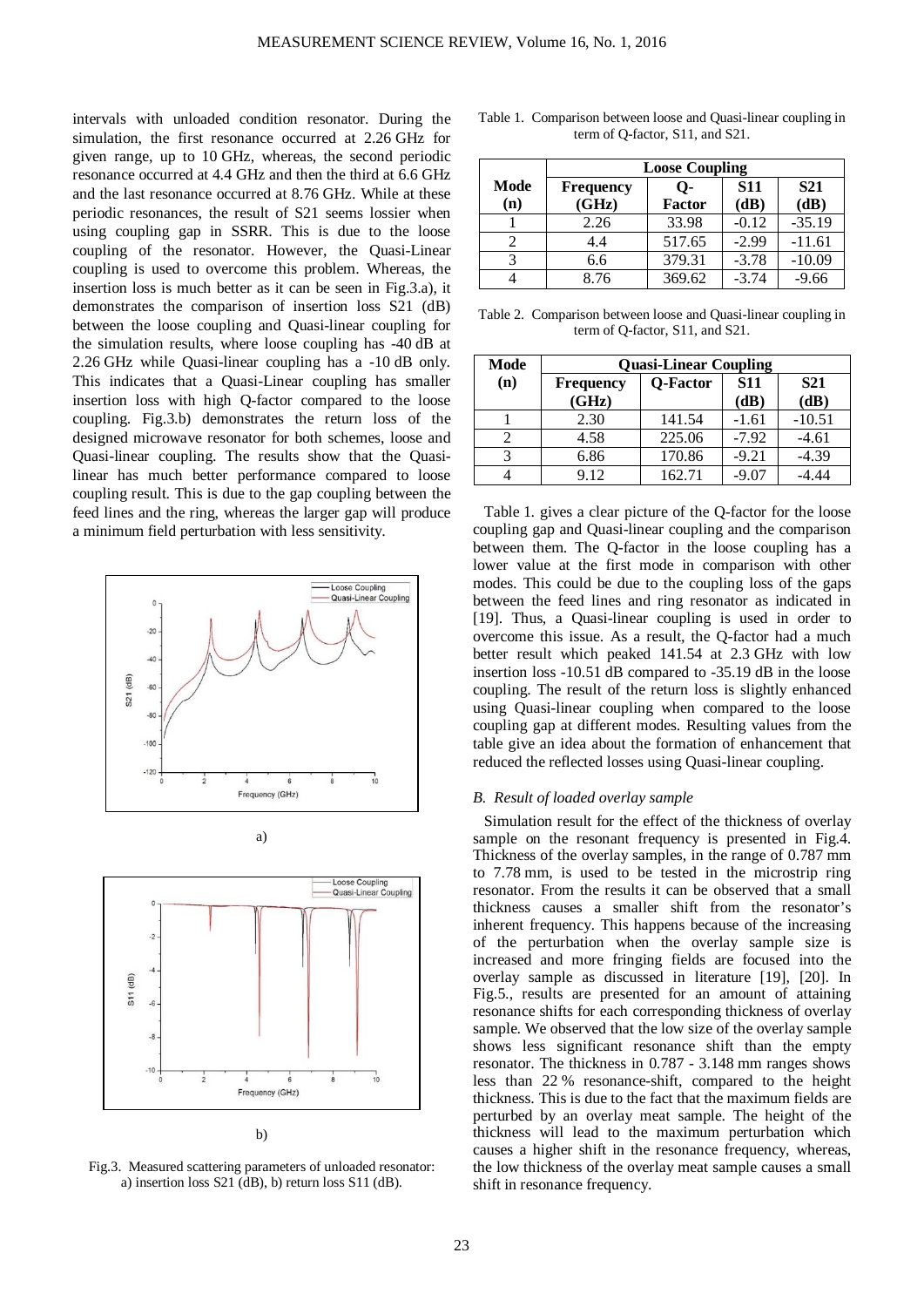intervals with unloaded condition resonator. During the simulation, the first resonance occurred at 2.26 GHz for given range, up to 10 GHz, whereas, the second periodic resonance occurred at 4.4 GHz and then the third at 6.6 GHz and the last resonance occurred at 8.76 GHz. While at these periodic resonances, the result of S21 seems lossier when using coupling gap in SSRR. This is due to the loose coupling of the resonator. However, the Quasi-Linear coupling is used to overcome this problem. Whereas, the insertion loss is much better as it can be seen in Fig.3.a), it demonstrates the comparison of insertion loss S21 (dB) between the loose coupling and Quasi-linear coupling for the simulation results, where loose coupling has -40 dB at 2.26 GHz while Quasi-linear coupling has a -10 dB only. This indicates that a Quasi-Linear coupling has smaller insertion loss with high Q-factor compared to the loose coupling. Fig.3.b) demonstrates the return loss of the designed microwave resonator for both schemes, loose and Quasi-linear coupling. The results show that the Quasi-linear has much better performance compared to loose coupling result. This is due to the gap coupling between the feed lines and the ring, whereas the larger gap will produce a minimum field perturbation with less sensitivity.

a)

b)

Fig.3. Measured scattering parameters of unloaded resonator: a) insertion loss S21 (dB), b) return loss S11 (dB).

Table 1. Comparison between loose and Quasi-linear coupling in term of Q-factor, S11, and S21.

| Mode (n) | Loose Coupling | | | |
|---|---|---|---|---|
| | Frequency (GHz) | Q-Factor | S11 (dB) | S21 (dB) |
| 1 | 2.26 | 33.98 | -0.12 | -35.19 |
| 2 | 4.4 | 517.65 | -2.99 | -11.61 |
| 3 | 6.6 | 379.31 | -3.78 | -10.09 |
| 4 | 8.76 | 369.62 | -3.74 | -9.66 |

Table 2. Comparison between loose and Quasi-linear coupling in term of Q-factor, S11, and S21.

| Mode (n) | Quasi-Linear Coupling | | | |
|---|---|---|---|---|
| | Frequency (GHz) | Q-Factor | S11 (dB) | S21 (dB) |
| 1 | 2.30 | 141.54 | -1.61 | -10.51 |
| 2 | 4.58 | 225.06 | -7.92 | -4.61 |
| 3 | 6.86 | 170.86 | -9.21 | -4.39 |
| 4 | 9.12 | 162.71 | -9.07 | -4.44 |

Table 1. gives a clear picture of the Q-factor for the loose coupling gap and Quasi-linear coupling and the comparison between them. The Q-factor in the loose coupling has a lower value at the first mode in comparison with other modes. This could be due to the coupling loss of the gaps between the feed lines and ring resonator as indicated in [19]. Thus, a Quasi-linear coupling is used in order to overcome this issue. As a result, the Q-factor had a much better result which peaked 141.54 at 2.3 GHz with low insertion loss -10.51 dB compared to -35.19 dB in the loose coupling. The result of the return loss is slightly enhanced using Quasi-linear coupling when compared to the loose coupling gap at different modes. Resulting values from the table give an idea about the formation of enhancement that reduced the reflected losses using Quasi-linear coupling.

### *B. Result of loaded overlay sample*

Simulation result for the effect of the thickness of overlay sample on the resonant frequency is presented in Fig.4. Thickness of the overlay samples, in the range of 0.787 mm to 7.78 mm, is used to be tested in the microstrip ring resonator. From the results it can be observed that a small thickness causes a smaller shift from the resonator's inherent frequency. This happens because of the increasing of the perturbation when the overlay sample size is increased and more fringing fields are focused into the overlay sample as discussed in literature [19], [20]. In Fig.5., results are presented for an amount of attaining resonance shifts for each corresponding thickness of overlay sample. We observed that the low size of the overlay sample shows less significant resonance shift than the empty resonator. The thickness in 0.787 - 3.148 mm ranges shows less than 22 % resonance-shift, compared to the height thickness. This is due to the fact that the maximum fields are perturbed by an overlay meat sample. The height of the thickness will lead to the maximum perturbation which causes a higher shift in the resonance frequency, whereas, the low thickness of the overlay meat sample causes a small shift in resonance frequency.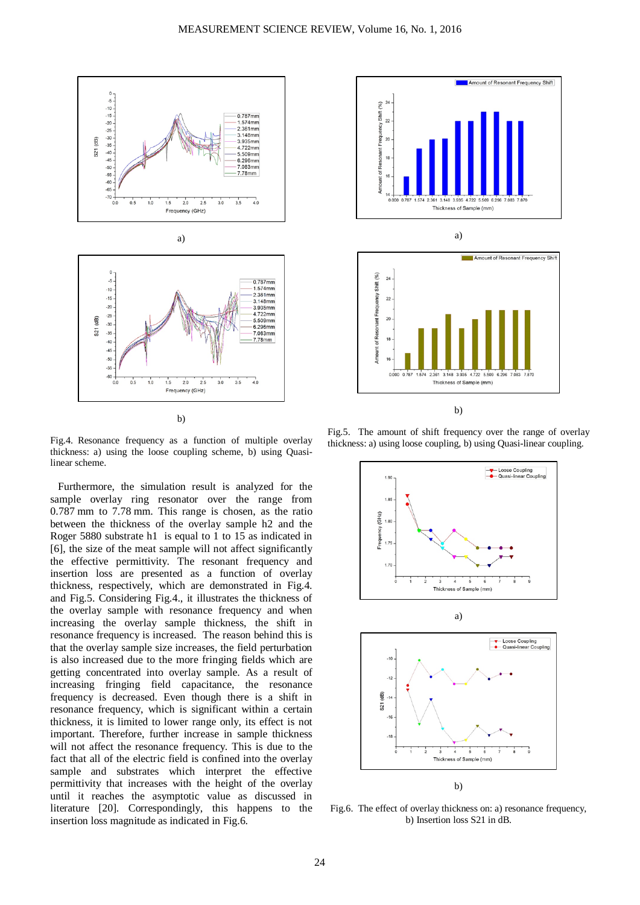a)

b)

Fig.4. Resonance frequency as a function of multiple overlay thickness: a) using the loose coupling scheme, b) using Quasi-linear scheme.

Furthermore, the simulation result is analyzed for the sample overlay ring resonator over the range from 0.787 mm to 7.78 mm. This range is chosen, as the ratio between the thickness of the overlay sample h2 and the Roger 5880 substrate h1 is equal to 1 to 15 as indicated in [6], the size of the meat sample will not affect significantly the effective permittivity. The resonant frequency and insertion loss are presented as a function of overlay thickness, respectively, which are demonstrated in Fig.4. and Fig.5. Considering Fig.4., it illustrates the thickness of the overlay sample with resonance frequency and when increasing the overlay sample thickness, the shift in resonance frequency is increased. The reason behind this is that the overlay sample size increases, the field perturbation is also increased due to the more fringing fields which are getting concentrated into overlay sample. As a result of increasing fringing field capacitance, the resonance frequency is decreased. Even though there is a shift in resonance frequency, which is significant within a certain thickness, it is limited to lower range only, its effect is not important. Therefore, further increase in sample thickness will not affect the resonance frequency. This is due to the fact that all of the electric field is confined into the overlay sample and substrates which interpret the effective permittivity that increases with the height of the overlay until it reaches the asymptotic value as discussed in literature [20]. Correspondingly, this happens to the insertion loss magnitude as indicated in Fig.6.

a)

b)

Fig.5. The amount of shift frequency over the range of overlay thickness: a) using loose coupling, b) using Quasi-linear coupling.

a)

b)

Fig.6. The effect of overlay thickness on: a) resonance frequency, b) Insertion loss S21 in dB.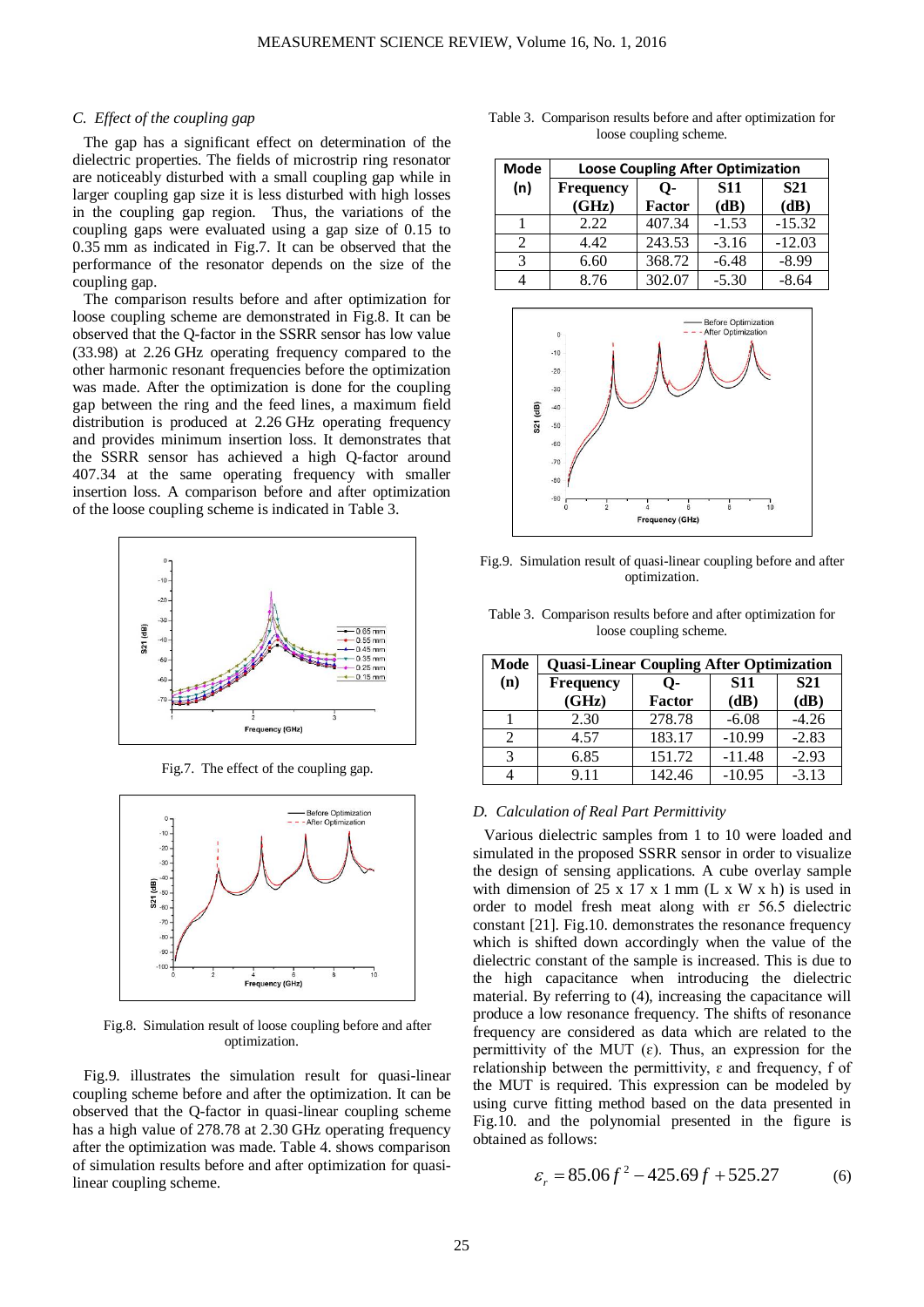### C. Effect of the coupling gap

The gap has a significant effect on determination of the dielectric properties. The fields of microstrip ring resonator are noticeably disturbed with a small coupling gap while in larger coupling gap size it is less disturbed with high losses in the coupling gap region. Thus, the variations of the coupling gaps were evaluated using a gap size of 0.15 to 0.35 mm as indicated in Fig.7. It can be observed that the performance of the resonator depends on the size of the coupling gap.

The comparison results before and after optimization for loose coupling scheme are demonstrated in Fig.8. It can be observed that the Q-factor in the SSRR sensor has low value (33.98) at 2.26 GHz operating frequency compared to the other harmonic resonant frequencies before the optimization was made. After the optimization is done for the coupling gap between the ring and the feed lines, a maximum field distribution is produced at 2.26 GHz operating frequency and provides minimum insertion loss. It demonstrates that the SSRR sensor has achieved a high Q-factor around 407.34 at the same operating frequency with smaller insertion loss. A comparison before and after optimization of the loose coupling scheme is indicated in Table 3.

Fig.7. The effect of the coupling gap.

Fig.8. Simulation result of loose coupling before and after optimization.

Fig.9. illustrates the simulation result for quasi-linear coupling scheme before and after the optimization. It can be observed that the Q-factor in quasi-linear coupling scheme has a high value of 278.78 at 2.30 GHz operating frequency after the optimization was made. Table 4. shows comparison of simulation results before and after optimization for quasi-linear coupling scheme.

Table 3. Comparison results before and after optimization for loose coupling scheme.

| Mode (n) | Loose Coupling After Optimization | | | |
|---|---|---|---|---|
| | Frequency (GHz) | Q-Factor | S11 (dB) | S21 (dB) |
| 1 | 2.22 | 407.34 | -1.53 | -15.32 |
| 2 | 4.42 | 243.53 | -3.16 | -12.03 |
| 3 | 6.60 | 368.72 | -6.48 | -8.99 |
| 4 | 8.76 | 302.07 | -5.30 | -8.64 |

Fig.9. Simulation result of quasi-linear coupling before and after optimization.

Table 3. Comparison results before and after optimization for loose coupling scheme.

| Mode (n) | Quasi-Linear Coupling After Optimization | | | |
|---|---|---|---|---|
| | Frequency (GHz) | Q-Factor | S11 (dB) | S21 (dB) |
| 1 | 2.30 | 278.78 | -6.08 | -4.26 |
| 2 | 4.57 | 183.17 | -10.99 | -2.83 |
| 3 | 6.85 | 151.72 | -11.48 | -2.93 |
| 4 | 9.11 | 142.46 | -10.95 | -3.13 |

### D. Calculation of Real Part Permittivity

Various dielectric samples from 1 to 10 were loaded and simulated in the proposed SSRR sensor in order to visualize the design of sensing applications. A cube overlay sample with dimension of 25 x 17 x 1 mm (L x W x h) is used in order to model fresh meat along with εr 56.5 dielectric constant [21]. Fig.10. demonstrates the resonance frequency which is shifted down accordingly when the value of the dielectric constant of the sample is increased. This is due to the high capacitance when introducing the dielectric material. By referring to (4), increasing the capacitance will produce a low resonance frequency. The shifts of resonance frequency are considered as data which are related to the permittivity of the MUT (ε). Thus, an expression for the relationship between the permittivity, ε and frequency, f of the MUT is required. This expression can be modeled by using curve fitting method based on the data presented in Fig.10. and the polynomial presented in the figure is obtained as follows:

$$\varepsilon_r = 85.06 f^2 - 425.69 f + 525.27 \qquad (6)$$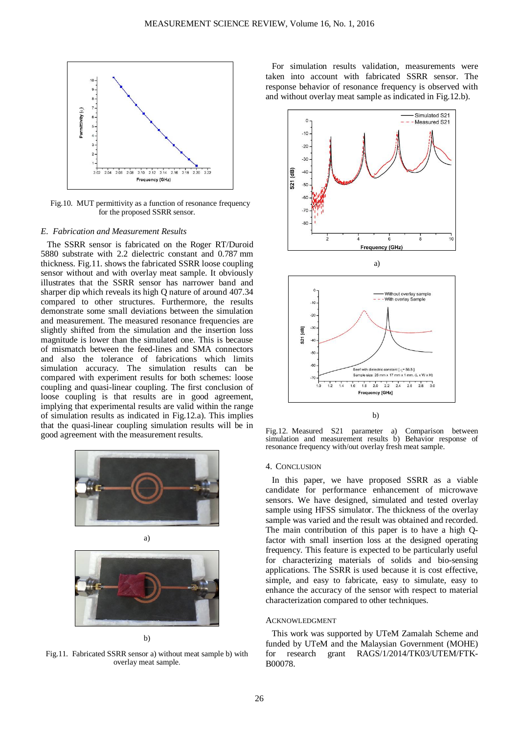Fig.10. MUT permittivity as a function of resonance frequency for the proposed SSRR sensor.

### *E. Fabrication and Measurement Results*

The SSRR sensor is fabricated on the Roger RT/Duroid 5880 substrate with 2.2 dielectric constant and 0.787 mm thickness. Fig.11. shows the fabricated SSRR loose coupling sensor without and with overlay meat sample. It obviously illustrates that the SSRR sensor has narrower band and sharper dip which reveals its high Q nature of around 407.34 compared to other structures. Furthermore, the results demonstrate some small deviations between the simulation and measurement. The measured resonance frequencies are slightly shifted from the simulation and the insertion loss magnitude is lower than the simulated one. This is because of mismatch between the feed-lines and SMA connectors and also the tolerance of fabrications which limits simulation accuracy. The simulation results can be compared with experiment results for both schemes: loose coupling and quasi-linear coupling. The first conclusion of loose coupling is that results are in good agreement, implying that experimental results are valid within the range of simulation results as indicated in Fig.12.a). This implies that the quasi-linear coupling simulation results will be in good agreement with the measurement results.

a)

b)

Fig.11. Fabricated SSRR sensor a) without meat sample b) with overlay meat sample.

For simulation results validation, measurements were taken into account with fabricated SSRR sensor. The response behavior of resonance frequency is observed with and without overlay meat sample as indicated in Fig.12.b).

a)

b)

Fig.12. Measured S21 parameter a) Comparison between simulation and measurement results b) Behavior response of resonance frequency with/out overlay fresh meat sample.

## 4. CONCLUSION

In this paper, we have proposed SSRR as a viable candidate for performance enhancement of microwave sensors. We have designed, simulated and tested overlay sample using HFSS simulator. The thickness of the overlay sample was varied and the result was obtained and recorded. The main contribution of this paper is to have a high Q-factor with small insertion loss at the designed operating frequency. This feature is expected to be particularly useful for characterizing materials of solids and bio-sensing applications. The SSRR is used because it is cost effective, simple, and easy to fabricate, easy to simulate, easy to enhance the accuracy of the sensor with respect to material characterization compared to other techniques.

## ACKNOWLEDGMENT

This work was supported by UTeM Zamalah Scheme and funded by UTeM and the Malaysian Government (MOHE) for research grant RAGS/1/2014/TK03/UTEM/FTK-B00078.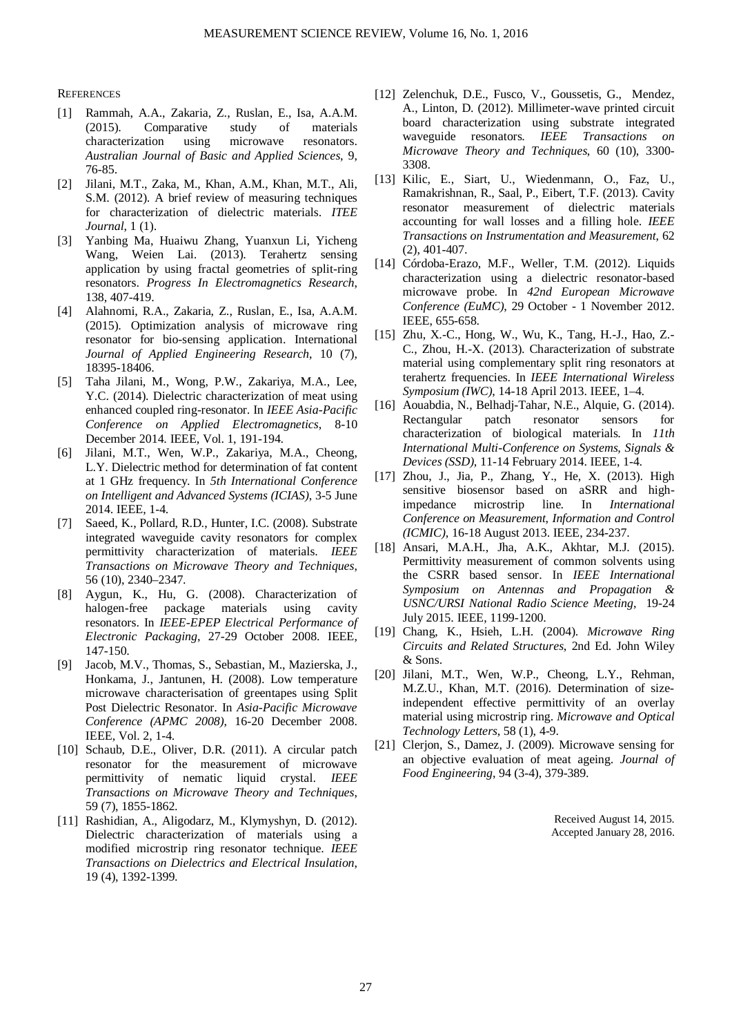## REFERENCES

[1] Rammah, A.A., Zakaria, Z., Ruslan, E., Isa, A.A.M. (2015). Comparative study of materials characterization using microwave resonators. *Australian Journal of Basic and Applied Sciences*, 9, 76-85.

[2] Jilani, M.T., Zaka, M., Khan, A.M., Khan, M.T., Ali, S.M. (2012). A brief review of measuring techniques for characterization of dielectric materials. *ITEE Journal*, 1 (1).

[3] Yanbing Ma, Huaiwu Zhang, Yuanxun Li, Yicheng Wang, Weien Lai. (2013). Terahertz sensing application by using fractal geometries of split-ring resonators. *Progress In Electromagnetics Research*, 138, 407-419.

[4] Alahnomi, R.A., Zakaria, Z., Ruslan, E., Isa, A.A.M. (2015). Optimization analysis of microwave ring resonator for bio-sensing application. International *Journal of Applied Engineering Research*, 10 (7), 18395-18406.

[5] Taha Jilani, M., Wong, P.W., Zakariya, M.A., Lee, Y.C. (2014). Dielectric characterization of meat using enhanced coupled ring-resonator. In *IEEE Asia-Pacific Conference on Applied Electromagnetics*, 8-10 December 2014. IEEE, Vol. 1, 191-194.

[6] Jilani, M.T., Wen, W.P., Zakariya, M.A., Cheong, L.Y. Dielectric method for determination of fat content at 1 GHz frequency. In *5th International Conference on Intelligent and Advanced Systems (ICIAS)*, 3-5 June 2014. IEEE, 1-4.

[7] Saeed, K., Pollard, R.D., Hunter, I.C. (2008). Substrate integrated waveguide cavity resonators for complex permittivity characterization of materials. *IEEE Transactions on Microwave Theory and Techniques*, 56 (10), 2340–2347.

[8] Aygun, K., Hu, G. (2008). Characterization of halogen-free package materials using cavity resonators. In *IEEE-EPEP Electrical Performance of Electronic Packaging*, 27-29 October 2008. IEEE, 147-150.

[9] Jacob, M.V., Thomas, S., Sebastian, M., Mazierska, J., Honkama, J., Jantunen, H. (2008). Low temperature microwave characterisation of greentapes using Split Post Dielectric Resonator. In *Asia-Pacific Microwave Conference (APMC 2008)*, 16-20 December 2008. IEEE, Vol. 2, 1-4.

[10] Schaub, D.E., Oliver, D.R. (2011). A circular patch resonator for the measurement of microwave permittivity of nematic liquid crystal. *IEEE Transactions on Microwave Theory and Techniques*, 59 (7), 1855-1862.

[11] Rashidian, A., Aligodarz, M., Klymyshyn, D. (2012). Dielectric characterization of materials using a modified microstrip ring resonator technique. *IEEE Transactions on Dielectrics and Electrical Insulation*, 19 (4), 1392-1399.

[12] Zelenchuk, D.E., Fusco, V., Goussetis, G., Mendez, A., Linton, D. (2012). Millimeter-wave printed circuit board characterization using substrate integrated waveguide resonators. *IEEE Transactions on Microwave Theory and Techniques*, 60 (10), 3300-3308.

[13] Kilic, E., Siart, U., Wiedenmann, O., Faz, U., Ramakrishnan, R., Saal, P., Eibert, T.F. (2013). Cavity resonator measurement of dielectric materials accounting for wall losses and a filling hole. *IEEE Transactions on Instrumentation and Measurement*, 62 (2), 401-407.

[14] Córdoba-Erazo, M.F., Weller, T.M. (2012). Liquids characterization using a dielectric resonator-based microwave probe. In *42nd European Microwave Conference (EuMC)*, 29 October - 1 November 2012. IEEE, 655-658.

[15] Zhu, X.-C., Hong, W., Wu, K., Tang, H.-J., Hao, Z.-C., Zhou, H.-X. (2013). Characterization of substrate material using complementary split ring resonators at terahertz frequencies. In *IEEE International Wireless Symposium (IWC)*, 14-18 April 2013. IEEE, 1–4.

[16] Aouabdia, N., Belhadj-Tahar, N.E., Alquie, G. (2014). Rectangular patch resonator sensors for characterization of biological materials. In *11th International Multi-Conference on Systems, Signals & Devices (SSD)*, 11-14 February 2014. IEEE, 1-4.

[17] Zhou, J., Jia, P., Zhang, Y., He, X. (2013). High sensitive biosensor based on aSRR and high-impedance microstrip line. In *International Conference on Measurement, Information and Control (ICMIC)*, 16-18 August 2013. IEEE, 234-237.

[18] Ansari, M.A.H., Jha, A.K., Akhtar, M.J. (2015). Permittivity measurement of common solvents using the CSRR based sensor. In *IEEE International Symposium on Antennas and Propagation & USNC/URSI National Radio Science Meeting*, 19-24 July 2015. IEEE, 1199-1200.

[19] Chang, K., Hsieh, L.H. (2004). *Microwave Ring Circuits and Related Structures*, 2nd Ed. John Wiley & Sons.

[20] Jilani, M.T., Wen, W.P., Cheong, L.Y., Rehman, M.Z.U., Khan, M.T. (2016). Determination of size-independent effective permittivity of an overlay material using microstrip ring. *Microwave and Optical Technology Letters*, 58 (1), 4-9.

[21] Clerjon, S., Damez, J. (2009). Microwave sensing for an objective evaluation of meat ageing. *Journal of Food Engineering*, 94 (3-4), 379-389.

Received August 14, 2015.
Accepted January 28, 2016.